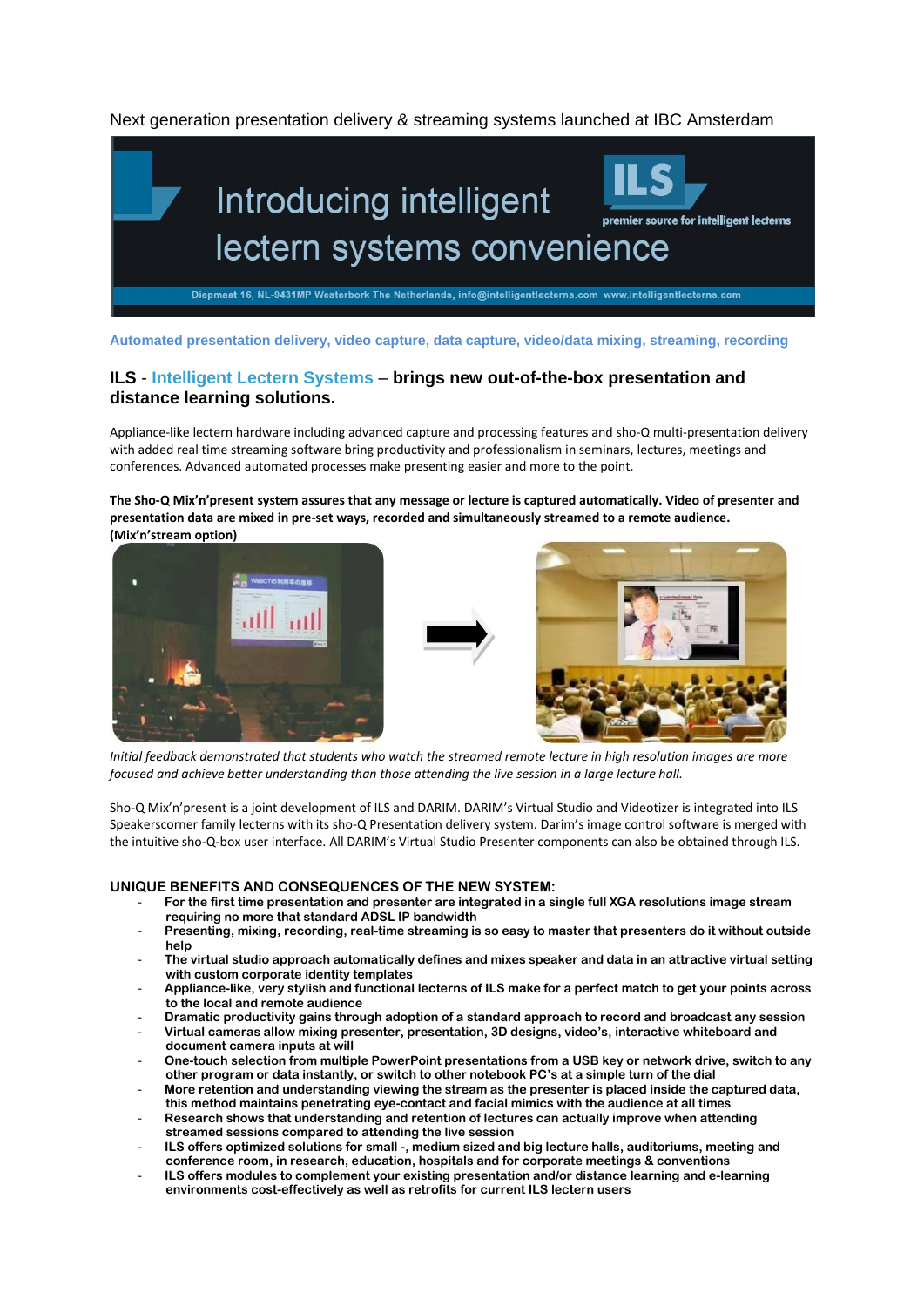Next generation presentation delivery & streaming systems launched at IBC Amsterdam

# Introducing intelligent lectern systems convenience

**ILS**
premier source for intelligent lecterns

Diepmaat 16, NL-9431MP Westerbork The Netherlands, info@intelligentlecterns.com www.intelligentlecterns.com

**Automated presentation delivery, video capture, data capture, video/data mixing, streaming, recording**

## ILS - Intelligent Lectern Systems – brings new out-of-the-box presentation and distance learning solutions.

Appliance-like lectern hardware including advanced capture and processing features and sho-Q multi-presentation delivery with added real time streaming software bring productivity and professionalism in seminars, lectures, meetings and conferences. Advanced automated processes make presenting easier and more to the point.

**The Sho-Q Mix'n'present system assures that any message or lecture is captured automatically. Video of presenter and presentation data are mixed in pre-set ways, recorded and simultaneously streamed to a remote audience. (Mix'n'stream option)**

*Initial feedback demonstrated that students who watch the streamed remote lecture in high resolution images are more focused and achieve better understanding than those attending the live session in a large lecture hall.*

Sho-Q Mix'n'present is a joint development of ILS and DARIM. DARIM's Virtual Studio and Videotizer is integrated into ILS Speakerscorner family lecterns with its sho-Q Presentation delivery system. Darim's image control software is merged with the intuitive sho-Q-box user interface. All DARIM's Virtual Studio Presenter components can also be obtained through ILS.

### UNIQUE BENEFITS AND CONSEQUENCES OF THE NEW SYSTEM:

- **For the first time presentation and presenter are integrated in a single full XGA resolutions image stream requiring no more that standard ADSL IP bandwidth**
- **Presenting, mixing, recording, real-time streaming is so easy to master that presenters do it without outside help**
- **The virtual studio approach automatically defines and mixes speaker and data in an attractive virtual setting with custom corporate identity templates**
- **Appliance-like, very stylish and functional lecterns of ILS make for a perfect match to get your points across to the local and remote audience**
- **Dramatic productivity gains through adoption of a standard approach to record and broadcast any session**
- **Virtual cameras allow mixing presenter, presentation, 3D designs, video's, interactive whiteboard and document camera inputs at will**
- **One-touch selection from multiple PowerPoint presentations from a USB key or network drive, switch to any other program or data instantly, or switch to other notebook PC's at a simple turn of the dial**
- **More retention and understanding viewing the stream as the presenter is placed inside the captured data, this method maintains penetrating eye-contact and facial mimics with the audience at all times**
- **Research shows that understanding and retention of lectures can actually improve when attending streamed sessions compared to attending the live session**
- **ILS offers optimized solutions for small -, medium sized and big lecture halls, auditoriums, meeting and conference room, in research, education, hospitals and for corporate meetings & conventions**
- **ILS offers modules to complement your existing presentation and/or distance learning and e-learning environments cost-effectively as well as retrofits for current ILS lectern users**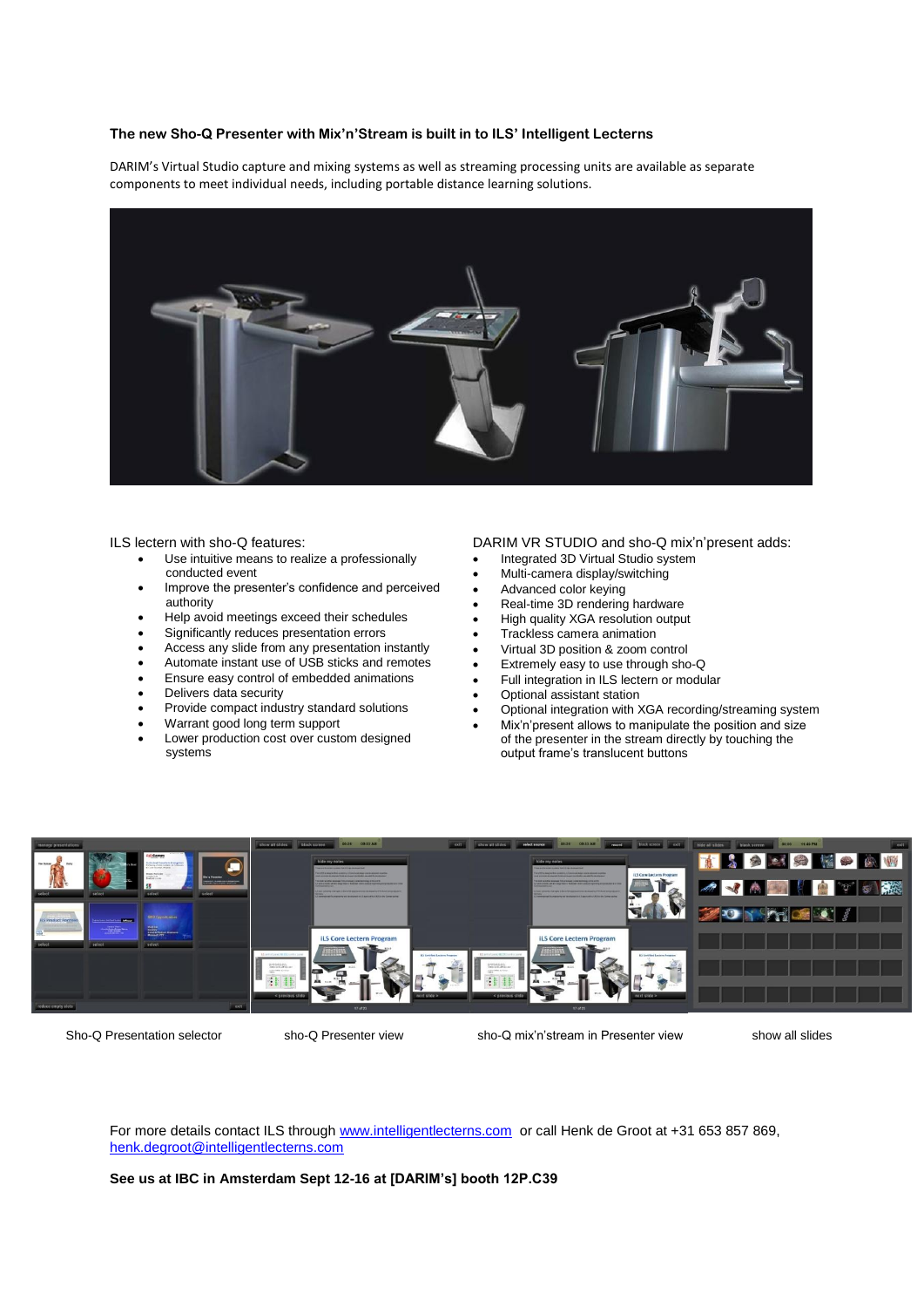**The new Sho-Q Presenter with Mix'n'Stream is built in to ILS' Intelligent Lecterns**

DARIM's Virtual Studio capture and mixing systems as well as streaming processing units are available as separate components to meet individual needs, including portable distance learning solutions.

ILS lectern with sho-Q features:

- Use intuitive means to realize a professionally conducted event
- Improve the presenter's confidence and perceived authority
- Help avoid meetings exceed their schedules
- Significantly reduces presentation errors
- Access any slide from any presentation instantly
- Automate instant use of USB sticks and remotes
- Ensure easy control of embedded animations
- Delivers data security
- Provide compact industry standard solutions
- Warrant good long term support
- Lower production cost over custom designed systems

DARIM VR STUDIO and sho-Q mix'n'present adds:

- Integrated 3D Virtual Studio system
- Multi-camera display/switching
- Advanced color keying
- Real-time 3D rendering hardware
- High quality XGA resolution output
- Trackless camera animation
- Virtual 3D position & zoom control
- Extremely easy to use through sho-Q
- Full integration in ILS lectern or modular
- Optional assistant station
- Optional integration with XGA recording/streaming system
- Mix'n'present allows to manipulate the position and size of the presenter in the stream directly by touching the output frame's translucent buttons

Sho-Q Presentation selector | sho-Q Presenter view | sho-Q mix'n'stream in Presenter view | show all slides

For more details contact ILS through [www.intelligentlecterns.com](http://www.intelligentlecterns.com) or call Henk de Groot at +31 653 857 869, [henk.degroot@intelligentlecterns.com](mailto:henk.degroot@intelligentlecterns.com)

**See us at IBC in Amsterdam Sept 12-16 at [DARIM's] booth 12P.C39**